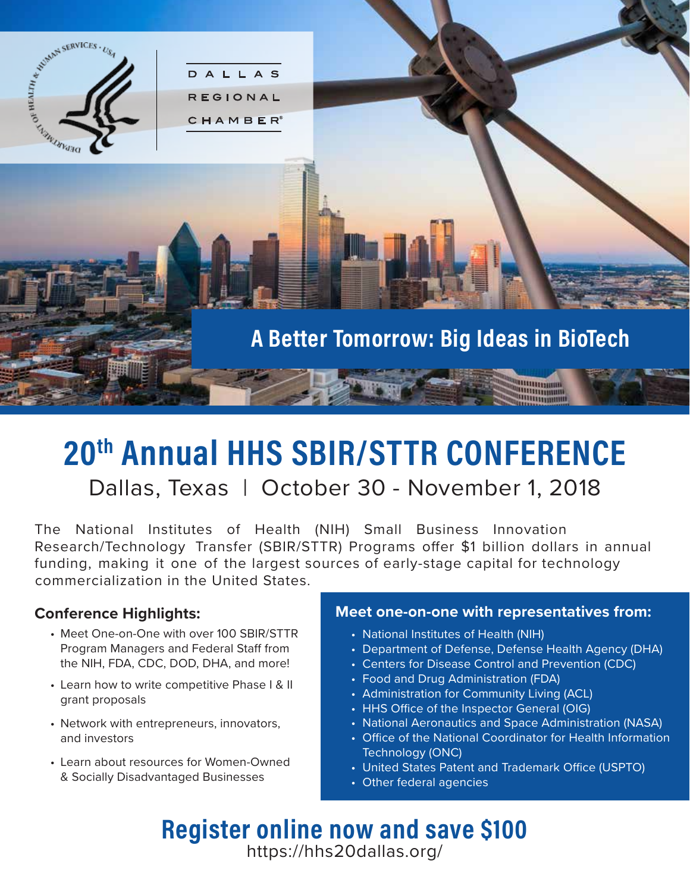DALLAS REGIONAL CHAMBER®

## A Better Tomorrow: Big Ideas in BioTech

# 20th Annual HHS SBIR/STTR CONFERENCE

Dallas, Texas | October 30 - November 1, 2018

The National Institutes of Health (NIH) Small Business Innovation Research/Technology Transfer (SBIR/STTR) Programs offer $1 billion dollars in annual funding, making it one of the largest sources of early-stage capital for technology commercialization in the United States.

### Conference Highlights:

- Meet One-on-One with over 100 SBIR/STTR Program Managers and Federal Staff from the NIH, FDA, CDC, DOD, DHA, and more!
- Learn how to write competitive Phase I & II grant proposals
- Network with entrepreneurs, innovators, and investors
- Learn about resources for Women-Owned & Socially Disadvantaged Businesses

### Meet one-on-one with representatives from:

- National Institutes of Health (NIH)
- Department of Defense, Defense Health Agency (DHA)
- Centers for Disease Control and Prevention (CDC)
- Food and Drug Administration (FDA)
- Administration for Community Living (ACL)
- HHS Office of the Inspector General (OIG)
- National Aeronautics and Space Administration (NASA)
- Office of the National Coordinator for Health Information Technology (ONC)
- United States Patent and Trademark Office (USPTO)
- Other federal agencies

## Register online now and save $100

https://hhs20dallas.org/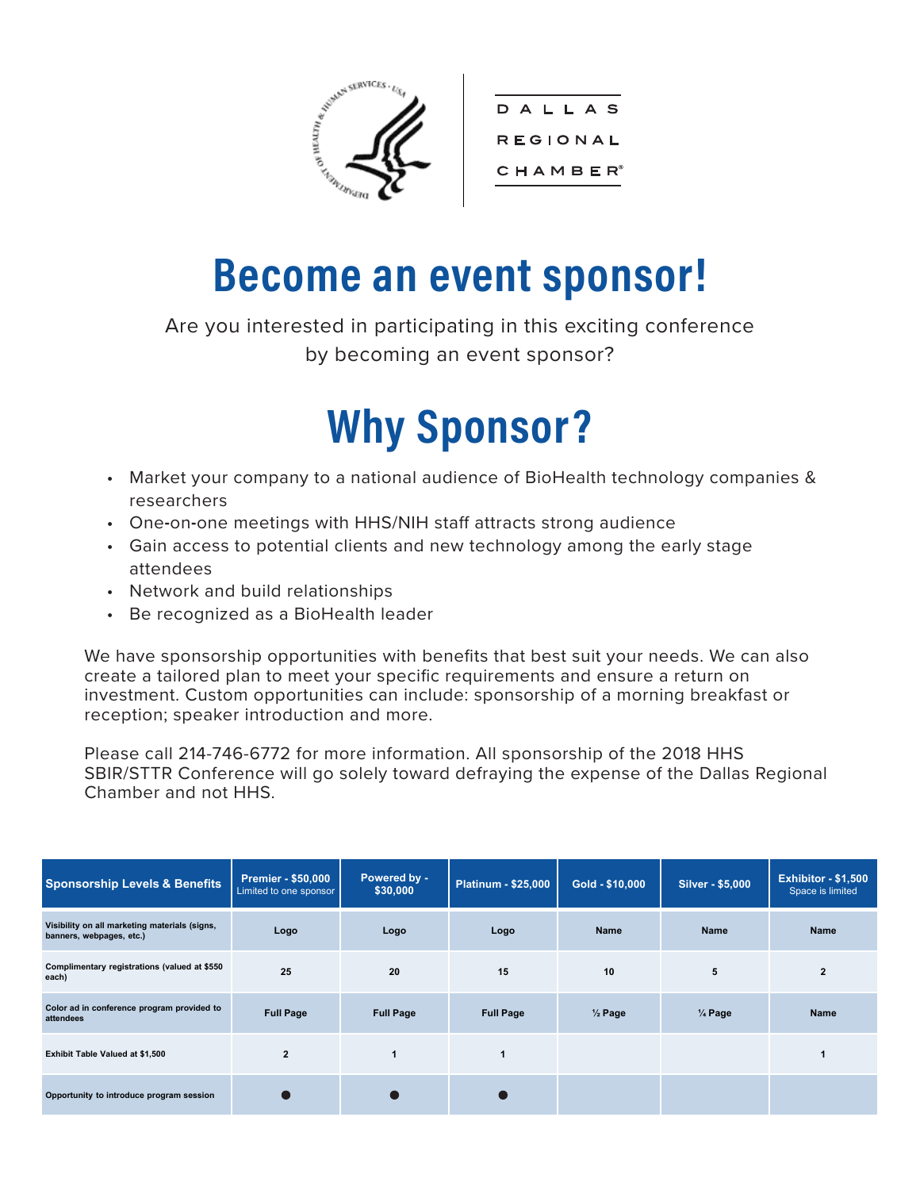DALLAS REGIONAL CHAMBER®

# Become an event sponsor!

Are you interested in participating in this exciting conference by becoming an event sponsor?

# Why Sponsor?

- Market your company to a national audience of BioHealth technology companies & researchers
- One-on-one meetings with HHS/NIH staff attracts strong audience
- Gain access to potential clients and new technology among the early stage attendees
- Network and build relationships
- Be recognized as a BioHealth leader

We have sponsorship opportunities with benefits that best suit your needs. We can also create a tailored plan to meet your specific requirements and ensure a return on investment. Custom opportunities can include: sponsorship of a morning breakfast or reception; speaker introduction and more.

Please call 214-746-6772 for more information. All sponsorship of the 2018 HHS SBIR/STTR Conference will go solely toward defraying the expense of the Dallas Regional Chamber and not HHS.

| Sponsorship Levels & Benefits | Premier - $50,000 Limited to one sponsor | Powered by - $30,000 | Platinum - $25,000 | Gold - $10,000 | Silver - $5,000 | Exhibitor - $1,500 Space is limited |
|---|---|---|---|---|---|---|
| Visibility on all marketing materials (signs, banners, webpages, etc.) | Logo | Logo | Logo | Name | Name | Name |
| Complimentary registrations (valued at $550 each) | 25 | 20 | 15 | 10 | 5 | 2 |
| Color ad in conference program provided to attendees | Full Page | Full Page | Full Page | ½ Page | ¼ Page | Name |
| Exhibit Table Valued at $1,500 | 2 | 1 | 1 | | | 1 |
| Opportunity to introduce program session | ● | ● | ● | | | |